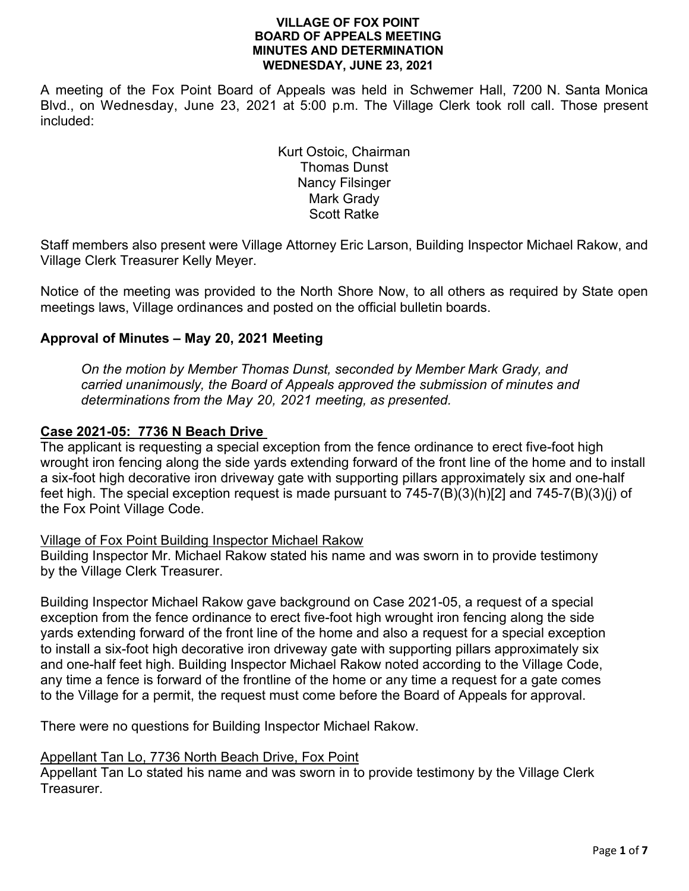# VILLAGE OF FOX POINT
## BOARD OF APPEALS MEETING
## MINUTES AND DETERMINATION
## WEDNESDAY, JUNE 23, 2021

A meeting of the Fox Point Board of Appeals was held in Schwemer Hall, 7200 N. Santa Monica Blvd., on Wednesday, June 23, 2021 at 5:00 p.m. The Village Clerk took roll call. Those present included:

Kurt Ostoic, Chairman
Thomas Dunst
Nancy Filsinger
Mark Grady
Scott Ratke

Staff members also present were Village Attorney Eric Larson, Building Inspector Michael Rakow, and Village Clerk Treasurer Kelly Meyer.

Notice of the meeting was provided to the North Shore Now, to all others as required by State open meetings laws, Village ordinances and posted on the official bulletin boards.

### Approval of Minutes – May 20, 2021 Meeting

*On the motion by Member Thomas Dunst, seconded by Member Mark Grady, and carried unanimously, the Board of Appeals approved the submission of minutes and determinations from the May 20, 2021 meeting, as presented.*

### Case 2021-05: 7736 N Beach Drive

The applicant is requesting a special exception from the fence ordinance to erect five-foot high wrought iron fencing along the side yards extending forward of the front line of the home and to install a six-foot high decorative iron driveway gate with supporting pillars approximately six and one-half feet high. The special exception request is made pursuant to 745-7(B)(3)(h)[2] and 745-7(B)(3)(j) of the Fox Point Village Code.

Village of Fox Point Building Inspector Michael Rakow

Building Inspector Mr. Michael Rakow stated his name and was sworn in to provide testimony by the Village Clerk Treasurer.

Building Inspector Michael Rakow gave background on Case 2021-05, a request of a special exception from the fence ordinance to erect five-foot high wrought iron fencing along the side yards extending forward of the front line of the home and also a request for a special exception to install a six-foot high decorative iron driveway gate with supporting pillars approximately six and one-half feet high. Building Inspector Michael Rakow noted according to the Village Code, any time a fence is forward of the frontline of the home or any time a request for a gate comes to the Village for a permit, the request must come before the Board of Appeals for approval.

There were no questions for Building Inspector Michael Rakow.

Appellant Tan Lo, 7736 North Beach Drive, Fox Point

Appellant Tan Lo stated his name and was sworn in to provide testimony by the Village Clerk Treasurer.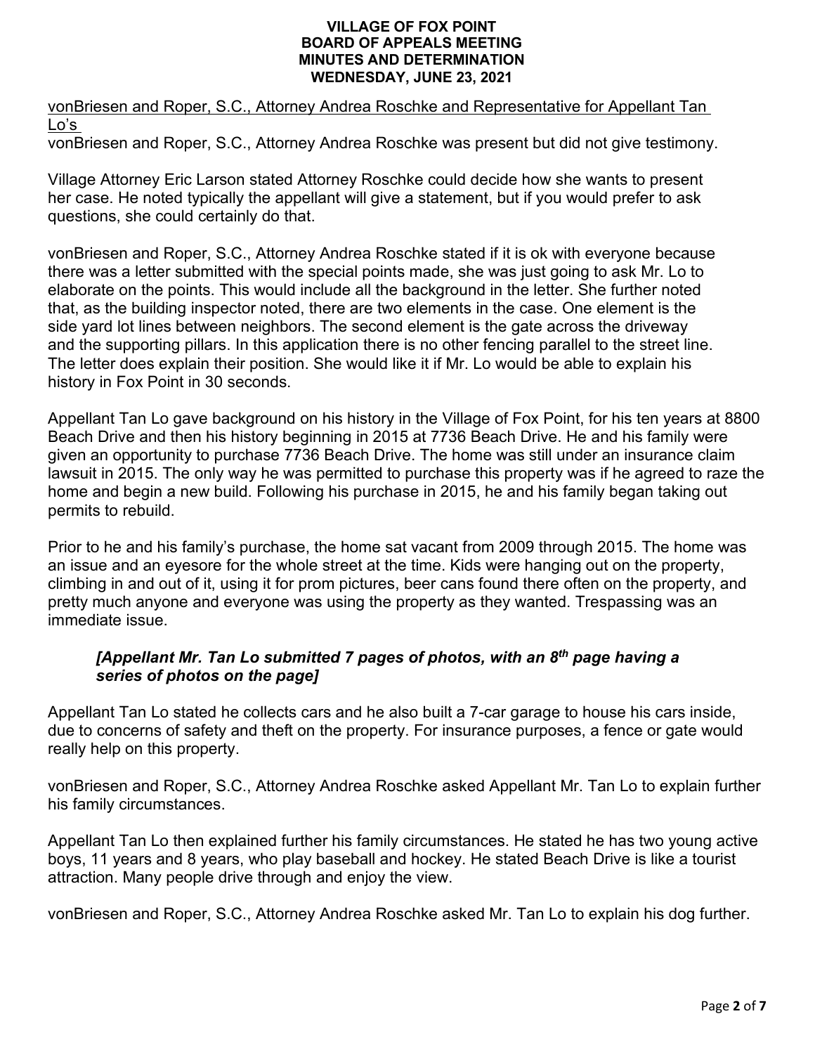vonBriesen and Roper, S.C., Attorney Andrea Roschke and Representative for Appellant Tan Lo's

vonBriesen and Roper, S.C., Attorney Andrea Roschke was present but did not give testimony.

Village Attorney Eric Larson stated Attorney Roschke could decide how she wants to present her case. He noted typically the appellant will give a statement, but if you would prefer to ask questions, she could certainly do that.

vonBriesen and Roper, S.C., Attorney Andrea Roschke stated if it is ok with everyone because there was a letter submitted with the special points made, she was just going to ask Mr. Lo to elaborate on the points. This would include all the background in the letter. She further noted that, as the building inspector noted, there are two elements in the case. One element is the side yard lot lines between neighbors. The second element is the gate across the driveway and the supporting pillars. In this application there is no other fencing parallel to the street line. The letter does explain their position. She would like it if Mr. Lo would be able to explain his history in Fox Point in 30 seconds.

Appellant Tan Lo gave background on his history in the Village of Fox Point, for his ten years at 8800 Beach Drive and then his history beginning in 2015 at 7736 Beach Drive. He and his family were given an opportunity to purchase 7736 Beach Drive. The home was still under an insurance claim lawsuit in 2015. The only way he was permitted to purchase this property was if he agreed to raze the home and begin a new build. Following his purchase in 2015, he and his family began taking out permits to rebuild.

Prior to he and his family's purchase, the home sat vacant from 2009 through 2015. The home was an issue and an eyesore for the whole street at the time. Kids were hanging out on the property, climbing in and out of it, using it for prom pictures, beer cans found there often on the property, and pretty much anyone and everyone was using the property as they wanted. Trespassing was an immediate issue.

***[Appellant Mr. Tan Lo submitted 7 pages of photos, with an 8th page having a series of photos on the page]***

Appellant Tan Lo stated he collects cars and he also built a 7-car garage to house his cars inside, due to concerns of safety and theft on the property. For insurance purposes, a fence or gate would really help on this property.

vonBriesen and Roper, S.C., Attorney Andrea Roschke asked Appellant Mr. Tan Lo to explain further his family circumstances.

Appellant Tan Lo then explained further his family circumstances. He stated he has two young active boys, 11 years and 8 years, who play baseball and hockey. He stated Beach Drive is like a tourist attraction. Many people drive through and enjoy the view.

vonBriesen and Roper, S.C., Attorney Andrea Roschke asked Mr. Tan Lo to explain his dog further.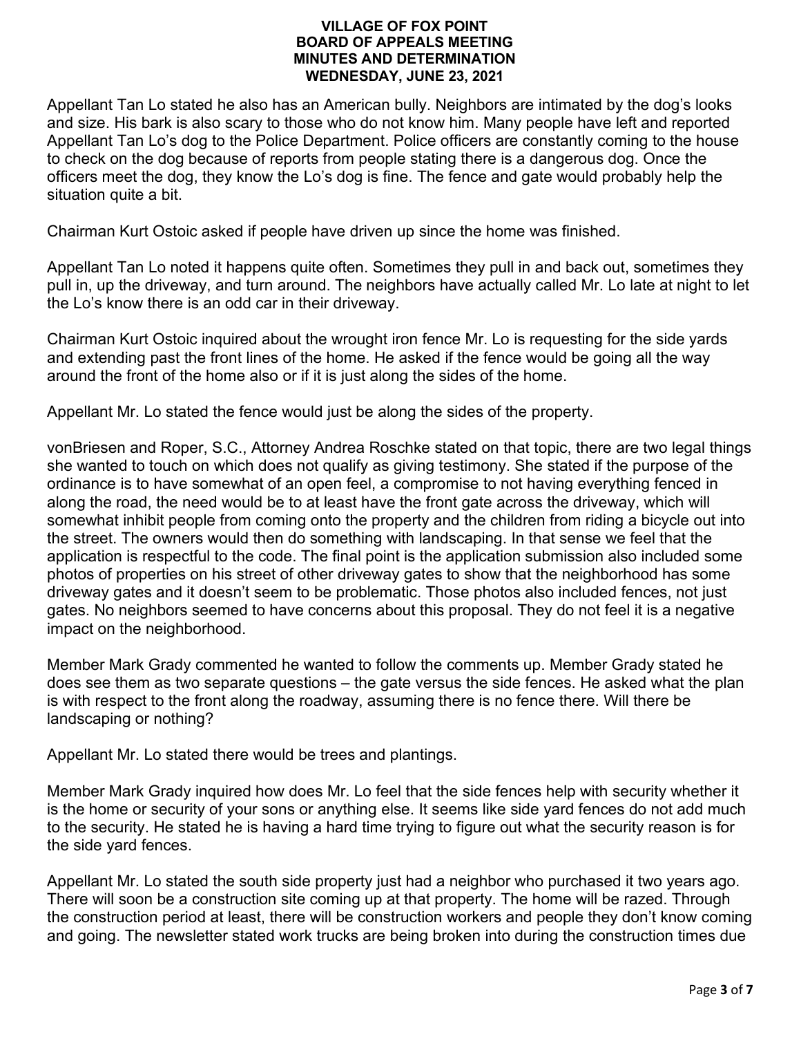Appellant Tan Lo stated he also has an American bully. Neighbors are intimated by the dog's looks and size. His bark is also scary to those who do not know him. Many people have left and reported Appellant Tan Lo's dog to the Police Department. Police officers are constantly coming to the house to check on the dog because of reports from people stating there is a dangerous dog. Once the officers meet the dog, they know the Lo's dog is fine. The fence and gate would probably help the situation quite a bit.

Chairman Kurt Ostoic asked if people have driven up since the home was finished.

Appellant Tan Lo noted it happens quite often. Sometimes they pull in and back out, sometimes they pull in, up the driveway, and turn around. The neighbors have actually called Mr. Lo late at night to let the Lo's know there is an odd car in their driveway.

Chairman Kurt Ostoic inquired about the wrought iron fence Mr. Lo is requesting for the side yards and extending past the front lines of the home. He asked if the fence would be going all the way around the front of the home also or if it is just along the sides of the home.

Appellant Mr. Lo stated the fence would just be along the sides of the property.

vonBriesen and Roper, S.C., Attorney Andrea Roschke stated on that topic, there are two legal things she wanted to touch on which does not qualify as giving testimony. She stated if the purpose of the ordinance is to have somewhat of an open feel, a compromise to not having everything fenced in along the road, the need would be to at least have the front gate across the driveway, which will somewhat inhibit people from coming onto the property and the children from riding a bicycle out into the street. The owners would then do something with landscaping. In that sense we feel that the application is respectful to the code. The final point is the application submission also included some photos of properties on his street of other driveway gates to show that the neighborhood has some driveway gates and it doesn't seem to be problematic. Those photos also included fences, not just gates. No neighbors seemed to have concerns about this proposal. They do not feel it is a negative impact on the neighborhood.

Member Mark Grady commented he wanted to follow the comments up. Member Grady stated he does see them as two separate questions – the gate versus the side fences. He asked what the plan is with respect to the front along the roadway, assuming there is no fence there. Will there be landscaping or nothing?

Appellant Mr. Lo stated there would be trees and plantings.

Member Mark Grady inquired how does Mr. Lo feel that the side fences help with security whether it is the home or security of your sons or anything else. It seems like side yard fences do not add much to the security. He stated he is having a hard time trying to figure out what the security reason is for the side yard fences.

Appellant Mr. Lo stated the south side property just had a neighbor who purchased it two years ago. There will soon be a construction site coming up at that property. The home will be razed. Through the construction period at least, there will be construction workers and people they don't know coming and going. The newsletter stated work trucks are being broken into during the construction times due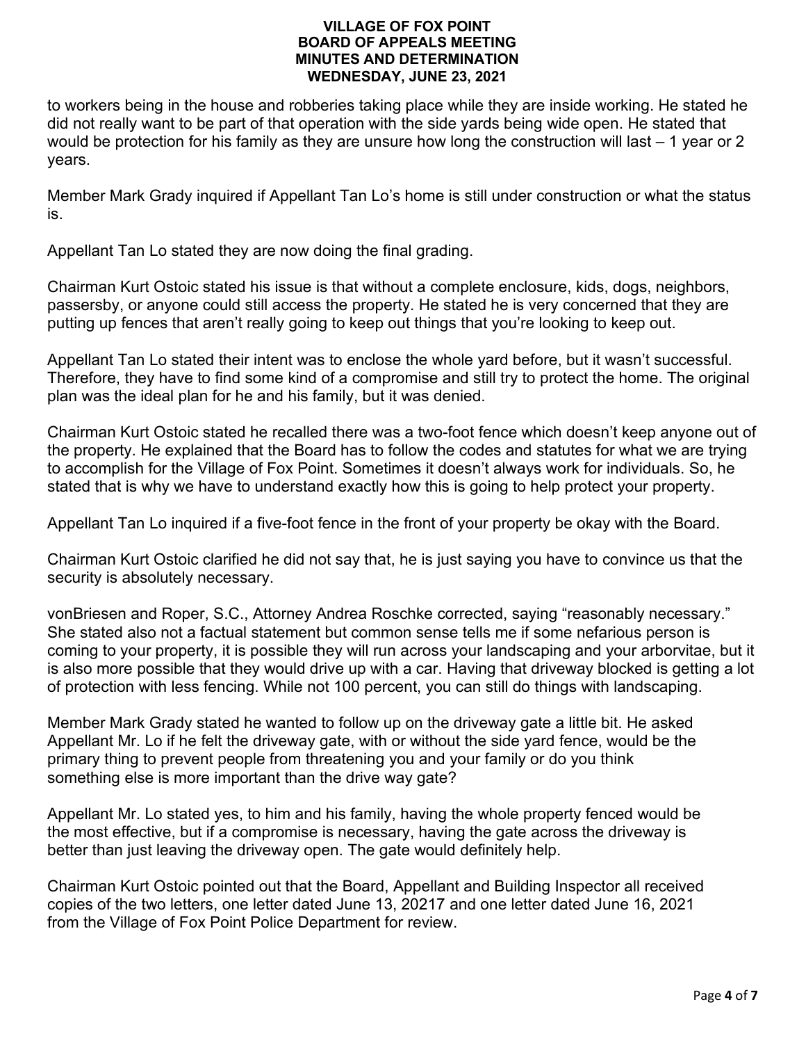to workers being in the house and robberies taking place while they are inside working. He stated he did not really want to be part of that operation with the side yards being wide open. He stated that would be protection for his family as they are unsure how long the construction will last – 1 year or 2 years.

Member Mark Grady inquired if Appellant Tan Lo's home is still under construction or what the status is.

Appellant Tan Lo stated they are now doing the final grading.

Chairman Kurt Ostoic stated his issue is that without a complete enclosure, kids, dogs, neighbors, passersby, or anyone could still access the property. He stated he is very concerned that they are putting up fences that aren't really going to keep out things that you're looking to keep out.

Appellant Tan Lo stated their intent was to enclose the whole yard before, but it wasn't successful. Therefore, they have to find some kind of a compromise and still try to protect the home. The original plan was the ideal plan for he and his family, but it was denied.

Chairman Kurt Ostoic stated he recalled there was a two-foot fence which doesn't keep anyone out of the property. He explained that the Board has to follow the codes and statutes for what we are trying to accomplish for the Village of Fox Point. Sometimes it doesn't always work for individuals. So, he stated that is why we have to understand exactly how this is going to help protect your property.

Appellant Tan Lo inquired if a five-foot fence in the front of your property be okay with the Board.

Chairman Kurt Ostoic clarified he did not say that, he is just saying you have to convince us that the security is absolutely necessary.

vonBriesen and Roper, S.C., Attorney Andrea Roschke corrected, saying "reasonably necessary." She stated also not a factual statement but common sense tells me if some nefarious person is coming to your property, it is possible they will run across your landscaping and your arborvitae, but it is also more possible that they would drive up with a car. Having that driveway blocked is getting a lot of protection with less fencing. While not 100 percent, you can still do things with landscaping.

Member Mark Grady stated he wanted to follow up on the driveway gate a little bit. He asked Appellant Mr. Lo if he felt the driveway gate, with or without the side yard fence, would be the primary thing to prevent people from threatening you and your family or do you think something else is more important than the drive way gate?

Appellant Mr. Lo stated yes, to him and his family, having the whole property fenced would be the most effective, but if a compromise is necessary, having the gate across the driveway is better than just leaving the driveway open. The gate would definitely help.

Chairman Kurt Ostoic pointed out that the Board, Appellant and Building Inspector all received copies of the two letters, one letter dated June 13, 20217 and one letter dated June 16, 2021 from the Village of Fox Point Police Department for review.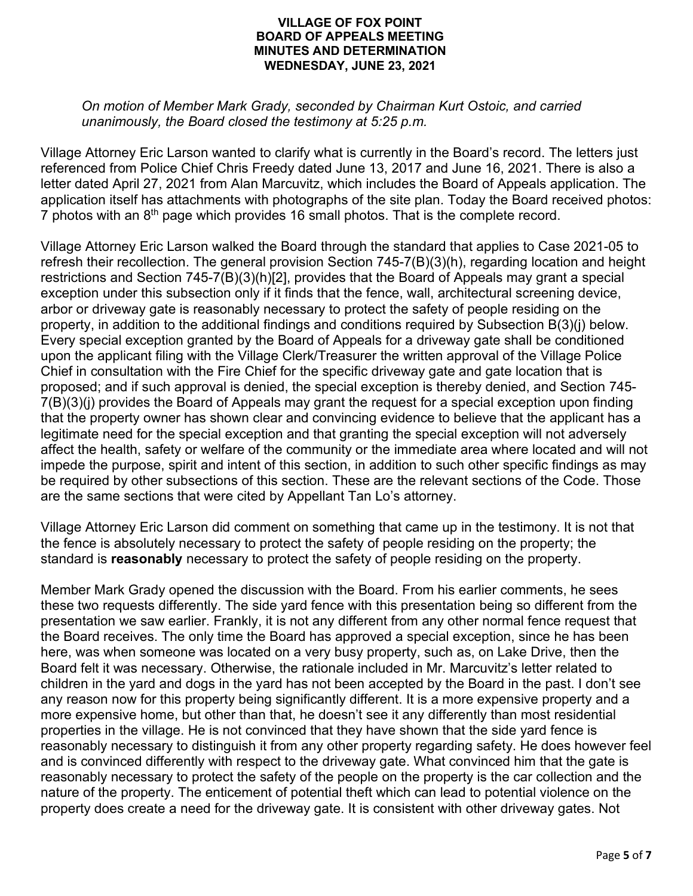*On motion of Member Mark Grady, seconded by Chairman Kurt Ostoic, and carried unanimously, the Board closed the testimony at 5:25 p.m.*

Village Attorney Eric Larson wanted to clarify what is currently in the Board's record. The letters just referenced from Police Chief Chris Freedy dated June 13, 2017 and June 16, 2021. There is also a letter dated April 27, 2021 from Alan Marcuvitz, which includes the Board of Appeals application. The application itself has attachments with photographs of the site plan. Today the Board received photos: 7 photos with an 8th page which provides 16 small photos. That is the complete record.

Village Attorney Eric Larson walked the Board through the standard that applies to Case 2021-05 to refresh their recollection. The general provision Section 745-7(B)(3)(h), regarding location and height restrictions and Section 745-7(B)(3)(h)[2], provides that the Board of Appeals may grant a special exception under this subsection only if it finds that the fence, wall, architectural screening device, arbor or driveway gate is reasonably necessary to protect the safety of people residing on the property, in addition to the additional findings and conditions required by Subsection B(3)(j) below. Every special exception granted by the Board of Appeals for a driveway gate shall be conditioned upon the applicant filing with the Village Clerk/Treasurer the written approval of the Village Police Chief in consultation with the Fire Chief for the specific driveway gate and gate location that is proposed; and if such approval is denied, the special exception is thereby denied, and Section 745-7(B)(3)(j) provides the Board of Appeals may grant the request for a special exception upon finding that the property owner has shown clear and convincing evidence to believe that the applicant has a legitimate need for the special exception and that granting the special exception will not adversely affect the health, safety or welfare of the community or the immediate area where located and will not impede the purpose, spirit and intent of this section, in addition to such other specific findings as may be required by other subsections of this section. These are the relevant sections of the Code. Those are the same sections that were cited by Appellant Tan Lo's attorney.

Village Attorney Eric Larson did comment on something that came up in the testimony. It is not that the fence is absolutely necessary to protect the safety of people residing on the property; the standard is **reasonably** necessary to protect the safety of people residing on the property.

Member Mark Grady opened the discussion with the Board. From his earlier comments, he sees these two requests differently. The side yard fence with this presentation being so different from the presentation we saw earlier. Frankly, it is not any different from any other normal fence request that the Board receives. The only time the Board has approved a special exception, since he has been here, was when someone was located on a very busy property, such as, on Lake Drive, then the Board felt it was necessary. Otherwise, the rationale included in Mr. Marcuvitz's letter related to children in the yard and dogs in the yard has not been accepted by the Board in the past. I don't see any reason now for this property being significantly different. It is a more expensive property and a more expensive home, but other than that, he doesn't see it any differently than most residential properties in the village. He is not convinced that they have shown that the side yard fence is reasonably necessary to distinguish it from any other property regarding safety. He does however feel and is convinced differently with respect to the driveway gate. What convinced him that the gate is reasonably necessary to protect the safety of the people on the property is the car collection and the nature of the property. The enticement of potential theft which can lead to potential violence on the property does create a need for the driveway gate. It is consistent with other driveway gates. Not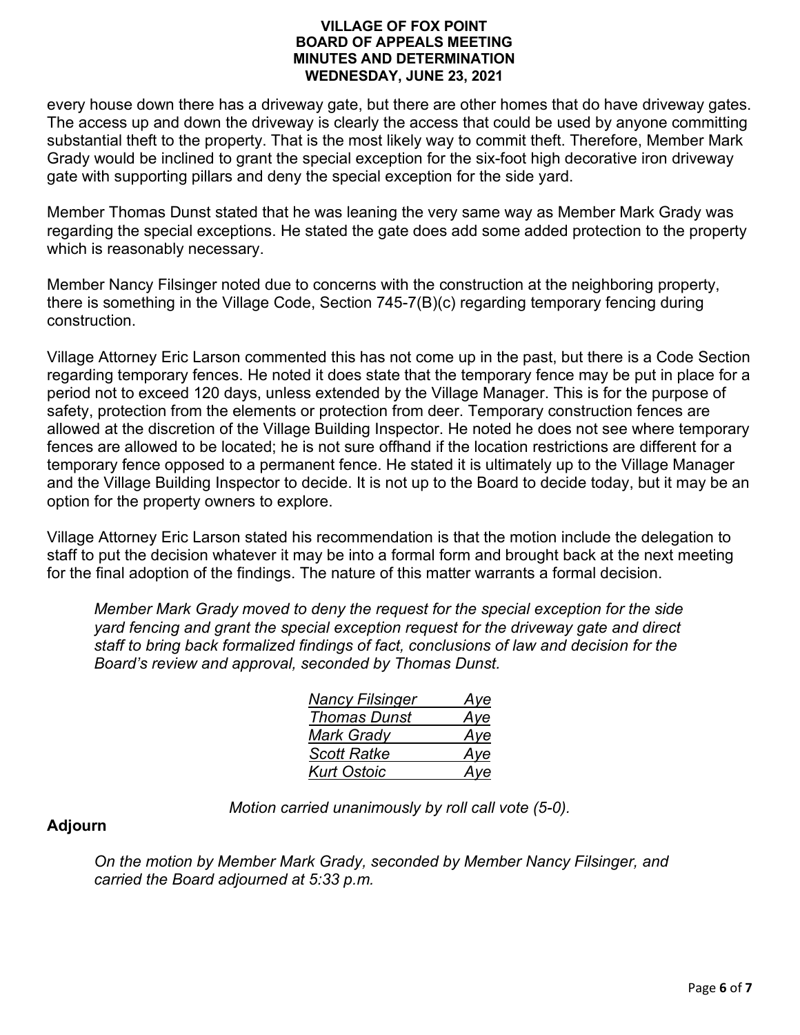every house down there has a driveway gate, but there are other homes that do have driveway gates. The access up and down the driveway is clearly the access that could be used by anyone committing substantial theft to the property. That is the most likely way to commit theft. Therefore, Member Mark Grady would be inclined to grant the special exception for the six-foot high decorative iron driveway gate with supporting pillars and deny the special exception for the side yard.

Member Thomas Dunst stated that he was leaning the very same way as Member Mark Grady was regarding the special exceptions. He stated the gate does add some added protection to the property which is reasonably necessary.

Member Nancy Filsinger noted due to concerns with the construction at the neighboring property, there is something in the Village Code, Section 745-7(B)(c) regarding temporary fencing during construction.

Village Attorney Eric Larson commented this has not come up in the past, but there is a Code Section regarding temporary fences. He noted it does state that the temporary fence may be put in place for a period not to exceed 120 days, unless extended by the Village Manager. This is for the purpose of safety, protection from the elements or protection from deer. Temporary construction fences are allowed at the discretion of the Village Building Inspector. He noted he does not see where temporary fences are allowed to be located; he is not sure offhand if the location restrictions are different for a temporary fence opposed to a permanent fence. He stated it is ultimately up to the Village Manager and the Village Building Inspector to decide. It is not up to the Board to decide today, but it may be an option for the property owners to explore.

Village Attorney Eric Larson stated his recommendation is that the motion include the delegation to staff to put the decision whatever it may be into a formal form and brought back at the next meeting for the final adoption of the findings. The nature of this matter warrants a formal decision.

*Member Mark Grady moved to deny the request for the special exception for the side yard fencing and grant the special exception request for the driveway gate and direct staff to bring back formalized findings of fact, conclusions of law and decision for the Board's review and approval, seconded by Thomas Dunst.*

| | |
|---|---|
| *Nancy Filsinger* | *Aye* |
| *Thomas Dunst* | *Aye* |
| *Mark Grady* | *Aye* |
| *Scott Ratke* | *Aye* |
| *Kurt Ostoic* | *Aye* |

*Motion carried unanimously by roll call vote (5-0).*

**Adjourn**

*On the motion by Member Mark Grady, seconded by Member Nancy Filsinger, and carried the Board adjourned at 5:33 p.m.*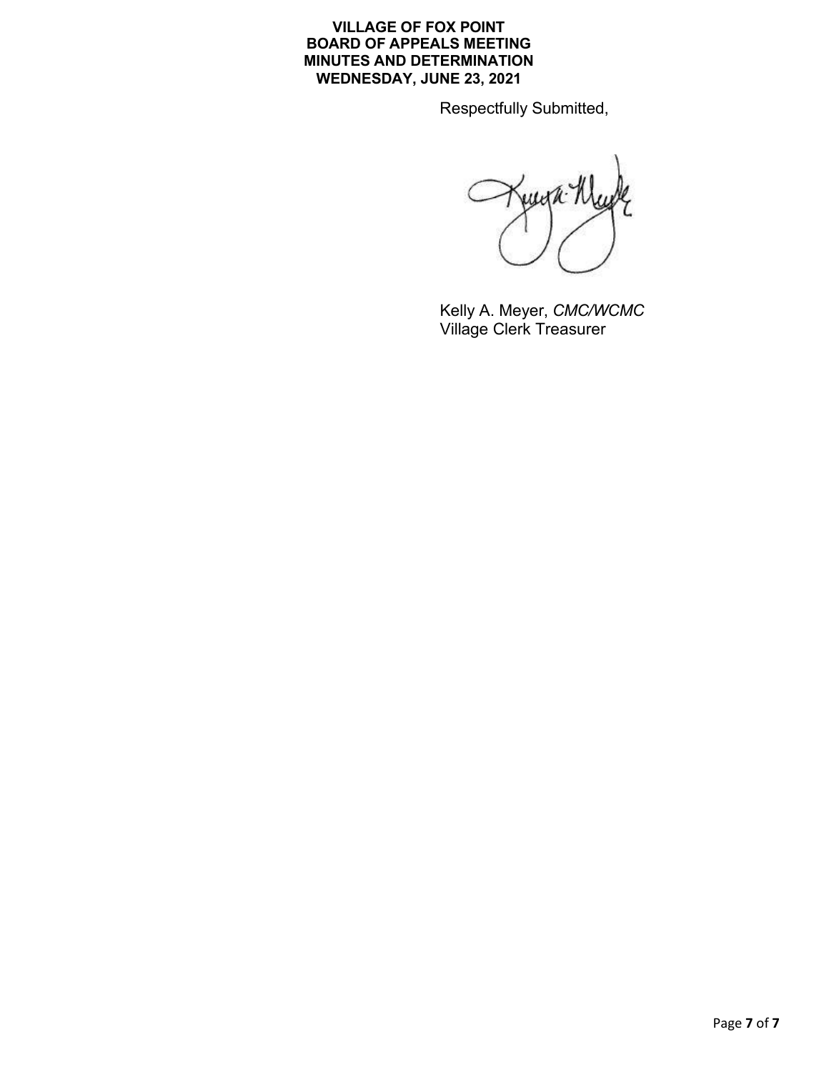Respectfully Submitted,

Kelly A. Meyer, *CMC/WCMC*
Village Clerk Treasurer